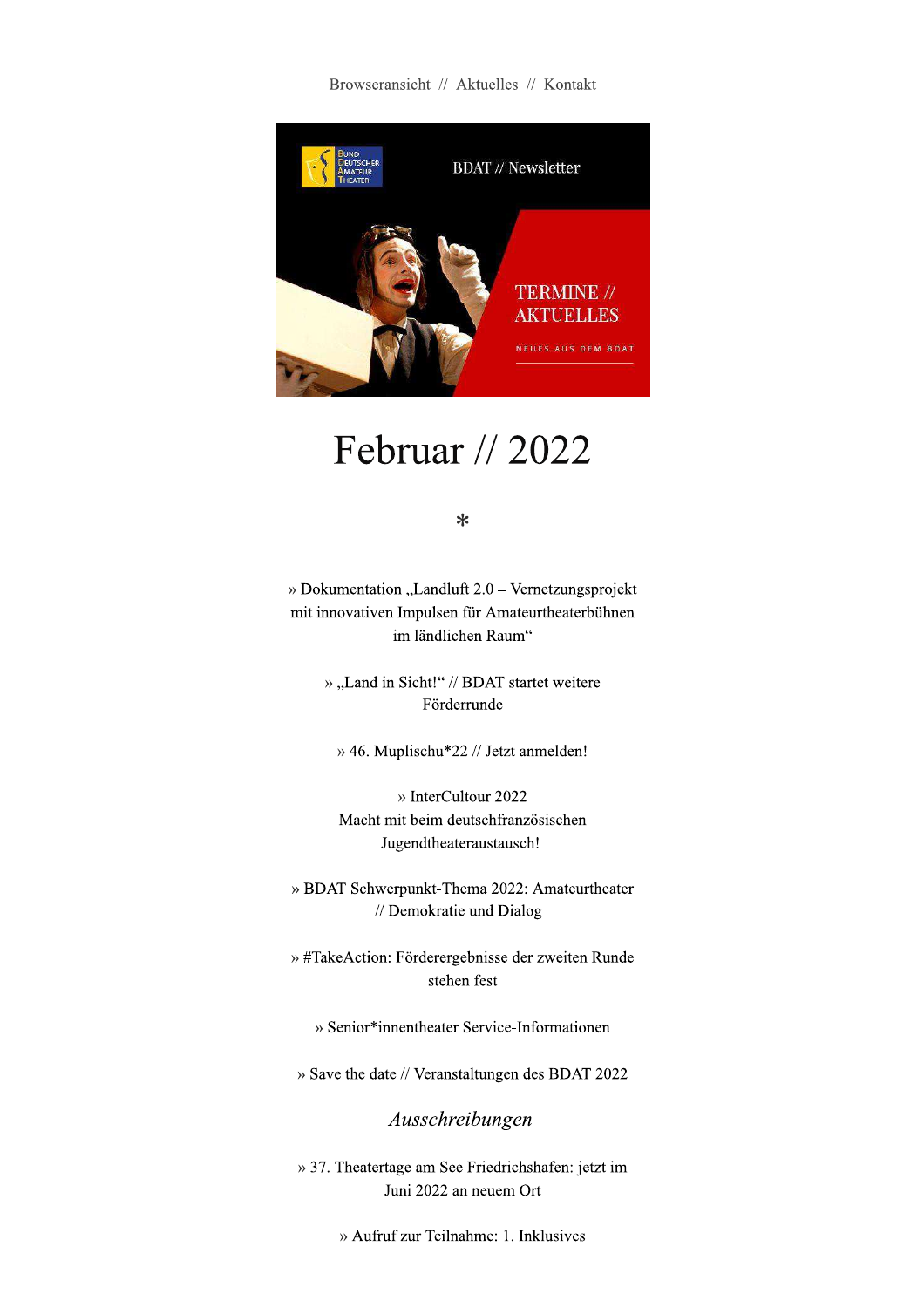Browseransicht // Aktuelles // Kontakt

BDAT // Newsletter

TERMINE // AKTUELLES

NEUES AUS DEM BDAT

# Februar // 2022

*

» Dokumentation „Landluft 2.0 – Vernetzungsprojekt mit innovativen Impulsen für Amateurtheaterbühnen im ländlichen Raum“

» „Land in Sicht!“ // BDAT startet weitere Förderrunde

» 46. Muplischu*22 // Jetzt anmelden!

» InterCultour 2022
Macht mit beim deutschfranzösischen Jugendtheateraustausch!

» BDAT Schwerpunkt-Thema 2022: Amateurtheater // Demokratie und Dialog

» #TakeAction: Förderergebnisse der zweiten Runde stehen fest

» Senior*innentheater Service-Informationen

» Save the date // Veranstaltungen des BDAT 2022

## *Ausschreibungen*

» 37. Theatertage am See Friedrichshafen: jetzt im Juni 2022 an neuem Ort

» Aufruf zur Teilnahme: 1. Inklusives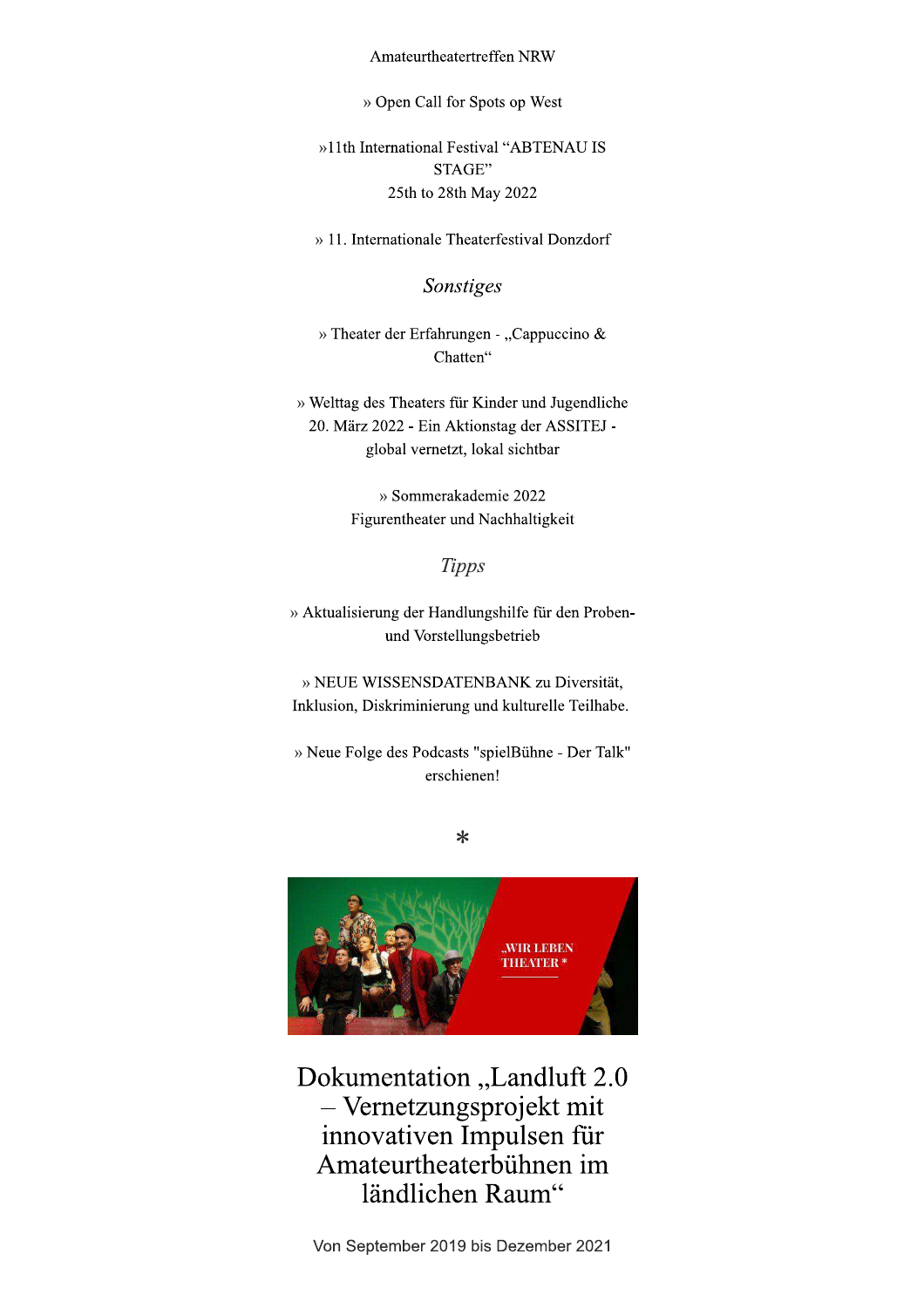Amateurtheatertreffen NRW

» Open Call for Spots op West

»11th International Festival "ABTENAU IS STAGE"
25th to 28th May 2022

» 11. Internationale Theaterfestival Donzdorf

## *Sonstiges*

» Theater der Erfahrungen - „Cappuccino & Chatten"

» Welttag des Theaters für Kinder und Jugendliche
20. März 2022 - Ein Aktionstag der ASSITEJ - global vernetzt, lokal sichtbar

» Sommerakademie 2022
Figurentheater und Nachhaltigkeit

## *Tipps*

» Aktualisierung der Handlungshilfe für den Proben- und Vorstellungsbetrieb

» NEUE WISSENSDATENBANK zu Diversität, Inklusion, Diskriminierung und kulturelle Teilhabe.

» Neue Folge des Podcasts "spielBühne - Der Talk" erschienen!

*

„WIR LEBEN THEATER"

# Dokumentation „Landluft 2.0 – Vernetzungsprojekt mit innovativen Impulsen für Amateurtheaterbühnen im ländlichen Raum"

Von September 2019 bis Dezember 2021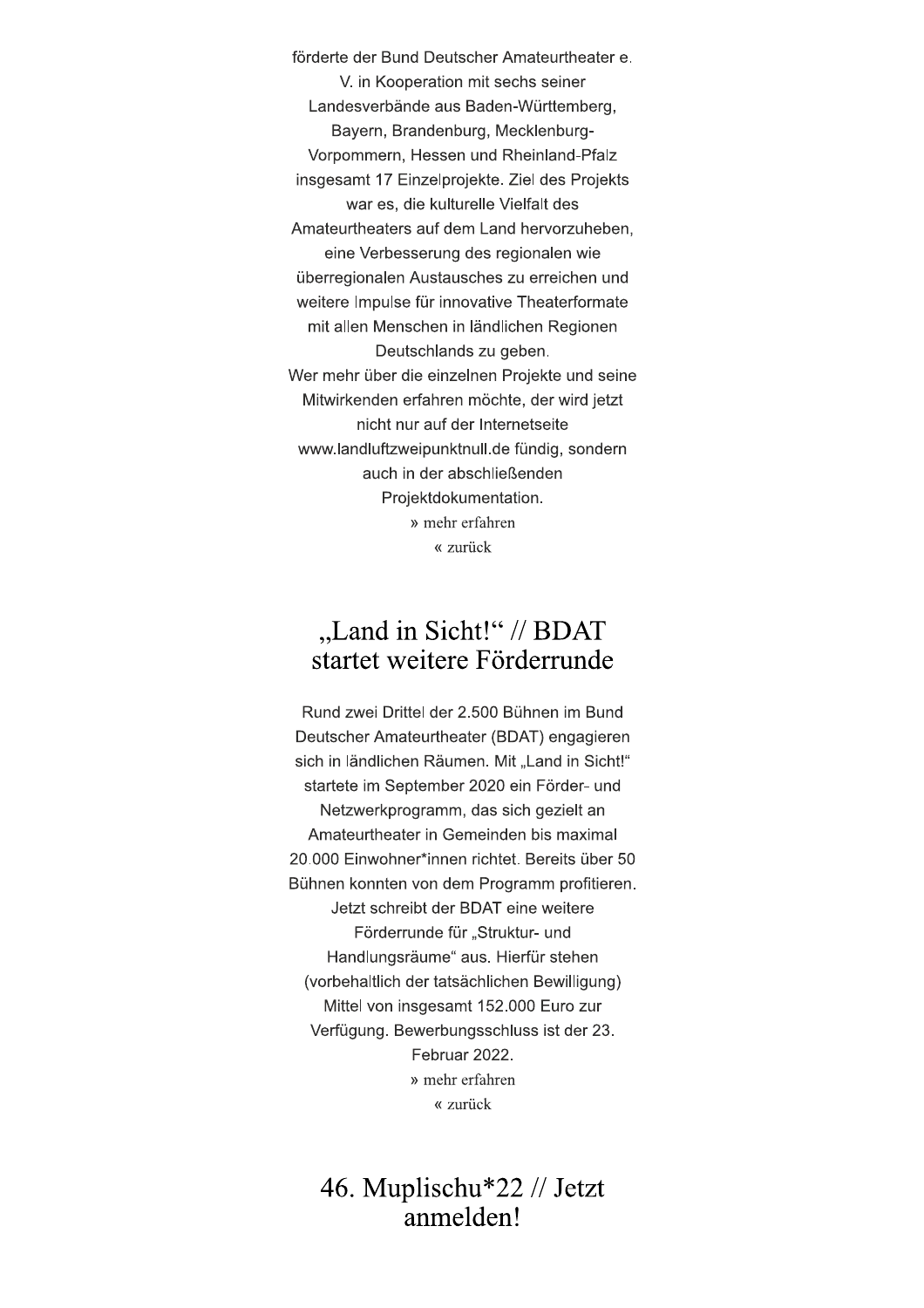förderte der Bund Deutscher Amateurtheater e. V. in Kooperation mit sechs seiner Landesverbände aus Baden-Württemberg, Bayern, Brandenburg, Mecklenburg-Vorpommern, Hessen und Rheinland-Pfalz insgesamt 17 Einzelprojekte. Ziel des Projekts war es, die kulturelle Vielfalt des Amateurtheaters auf dem Land hervorzuheben, eine Verbesserung des regionalen wie überregionalen Austausches zu erreichen und weitere Impulse für innovative Theaterformate mit allen Menschen in ländlichen Regionen Deutschlands zu geben.

Wer mehr über die einzelnen Projekte und seine Mitwirkenden erfahren möchte, der wird jetzt nicht nur auf der Internetseite www.landluftzweipunktnull.de fündig, sondern auch in der abschließenden Projektdokumentation.

» mehr erfahren

« zurück

## „Land in Sicht!“ // BDAT startet weitere Förderrunde

Rund zwei Drittel der 2.500 Bühnen im Bund Deutscher Amateurtheater (BDAT) engagieren sich in ländlichen Räumen. Mit „Land in Sicht!“ startete im September 2020 ein Förder- und Netzwerkprogramm, das sich gezielt an Amateurtheater in Gemeinden bis maximal 20.000 Einwohner*innen richtet. Bereits über 50 Bühnen konnten von dem Programm profitieren. Jetzt schreibt der BDAT eine weitere Förderrunde für „Struktur- und Handlungsräume“ aus. Hierfür stehen (vorbehaltlich der tatsächlichen Bewilligung) Mittel von insgesamt 152.000 Euro zur Verfügung. Bewerbungsschluss ist der 23. Februar 2022.

» mehr erfahren

« zurück

## 46. Muplischu*22 // Jetzt anmelden!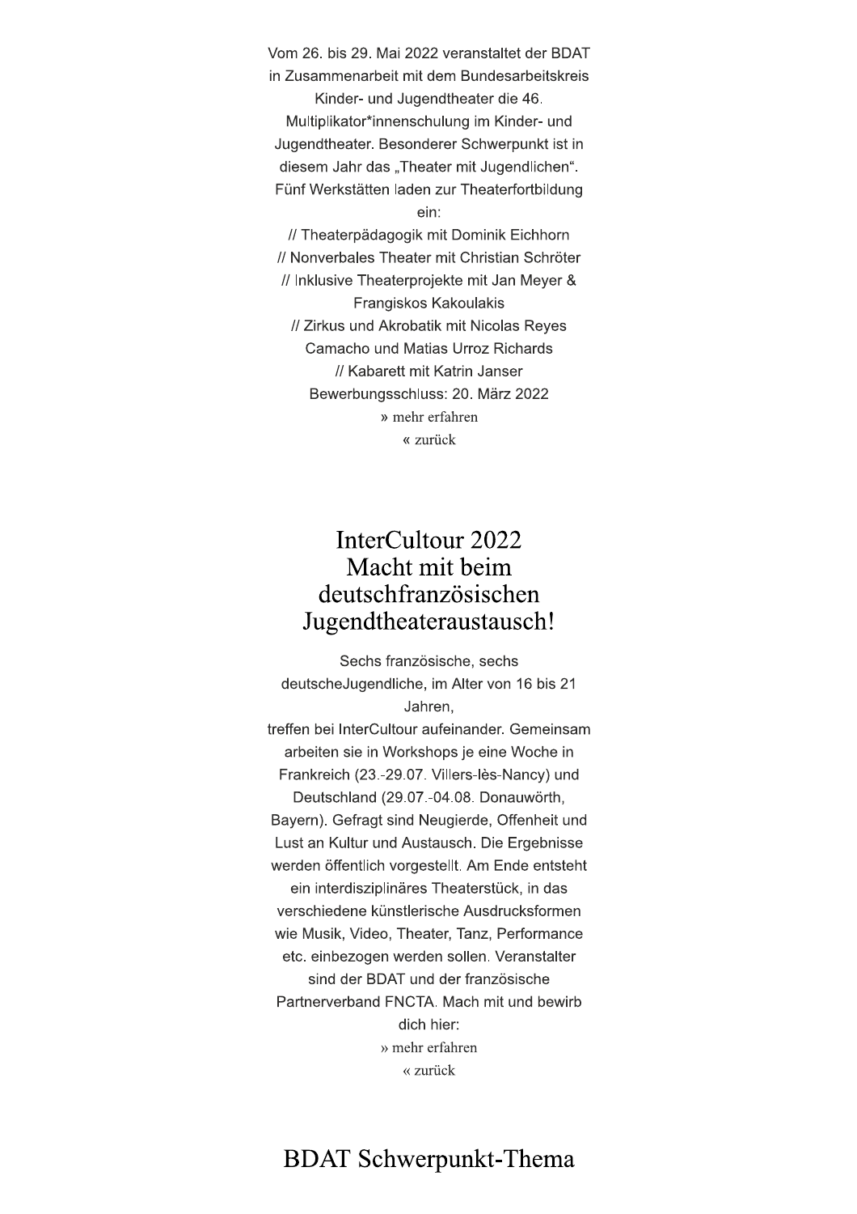Vom 26. bis 29. Mai 2022 veranstaltet der BDAT in Zusammenarbeit mit dem Bundesarbeitskreis Kinder- und Jugendtheater die 46. Multiplikator*innenschulung im Kinder- und Jugendtheater. Besonderer Schwerpunkt ist in diesem Jahr das „Theater mit Jugendlichen“. Fünf Werkstätten laden zur Theaterfortbildung ein:

// Theaterpädagogik mit Dominik Eichhorn
// Nonverbales Theater mit Christian Schröter
// Inklusive Theaterprojekte mit Jan Meyer & Frangiskos Kakoulakis
// Zirkus und Akrobatik mit Nicolas Reyes Camacho und Matias Urroz Richards
// Kabarett mit Katrin Janser

Bewerbungsschluss: 20. März 2022

» mehr erfahren

« zurück

## InterCultour 2022 Macht mit beim deutschfranzösischen Jugendtheateraustausch!

Sechs französische, sechs deutscheJugendliche, im Alter von 16 bis 21 Jahren,
treffen bei InterCultour aufeinander. Gemeinsam arbeiten sie in Workshops je eine Woche in Frankreich (23.-29.07. Villers-lès-Nancy) und Deutschland (29.07.-04.08. Donauwörth, Bayern). Gefragt sind Neugierde, Offenheit und Lust an Kultur und Austausch. Die Ergebnisse werden öffentlich vorgestellt. Am Ende entsteht ein interdisziplinäres Theaterstück, in das verschiedene künstlerische Ausdrucksformen wie Musik, Video, Theater, Tanz, Performance etc. einbezogen werden sollen. Veranstalter sind der BDAT und der französische Partnerverband FNCTA. Mach mit und bewirb dich hier:

» mehr erfahren

« zurück

## BDAT Schwerpunkt-Thema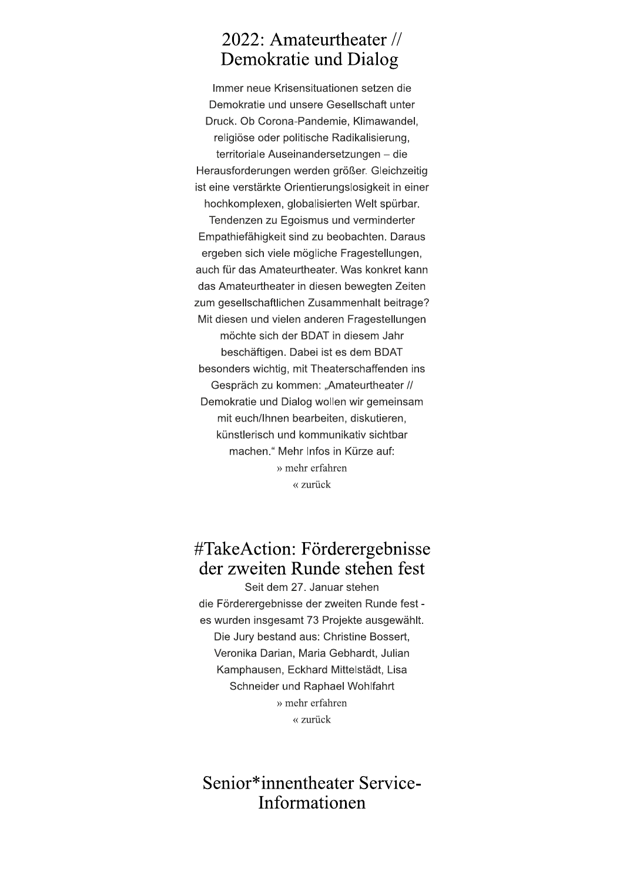## 2022: Amateurtheater // Demokratie und Dialog

Immer neue Krisensituationen setzen die Demokratie und unsere Gesellschaft unter Druck. Ob Corona-Pandemie, Klimawandel, religiöse oder politische Radikalisierung, territoriale Auseinandersetzungen – die Herausforderungen werden größer. Gleichzeitig ist eine verstärkte Orientierungslosigkeit in einer hochkomplexen, globalisierten Welt spürbar. Tendenzen zu Egoismus und verminderter Empathiefähigkeit sind zu beobachten. Daraus ergeben sich viele mögliche Fragestellungen, auch für das Amateurtheater. Was konkret kann das Amateurtheater in diesen bewegten Zeiten zum gesellschaftlichen Zusammenhalt beitrage? Mit diesen und vielen anderen Fragestellungen möchte sich der BDAT in diesem Jahr beschäftigen. Dabei ist es dem BDAT besonders wichtig, mit Theaterschaffenden ins Gespräch zu kommen: „Amateurtheater // Demokratie und Dialog wollen wir gemeinsam mit euch/Ihnen bearbeiten, diskutieren, künstlerisch und kommunikativ sichtbar machen." Mehr Infos in Kürze auf:

» mehr erfahren

« zurück

## #TakeAction: Förderergebnisse der zweiten Runde stehen fest

Seit dem 27. Januar stehen die Förderergebnisse der zweiten Runde fest - es wurden insgesamt 73 Projekte ausgewählt. Die Jury bestand aus: Christine Bossert, Veronika Darian, Maria Gebhardt, Julian Kamphausen, Eckhard Mittelstädt, Lisa Schneider und Raphael Wohlfahrt

» mehr erfahren

« zurück

## Senior*innentheater Service-Informationen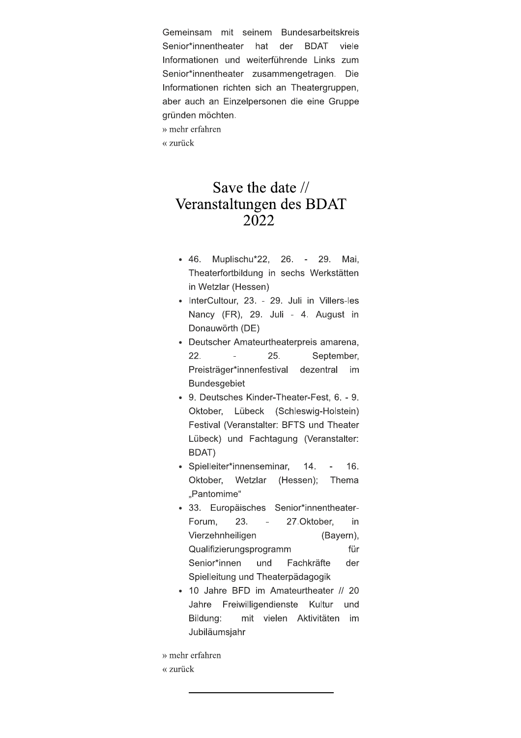Gemeinsam mit seinem Bundesarbeitskreis Senior*innentheater hat der BDAT viele Informationen und weiterführende Links zum Senior*innentheater zusammengetragen. Die Informationen richten sich an Theatergruppen, aber auch an Einzelpersonen die eine Gruppe gründen möchten.

» mehr erfahren

« zurück

# Save the date // Veranstaltungen des BDAT 2022

- 46. Muplischu*22, 26. - 29. Mai, Theaterfortbildung in sechs Werkstätten in Wetzlar (Hessen)
- InterCultour, 23. - 29. Juli in Villers-les Nancy (FR), 29. Juli - 4. August in Donauwörth (DE)
- Deutscher Amateurtheaterpreis amarena, 22. - 25. September, Preisträger*innenfestival dezentral im Bundesgebiet
- 9. Deutsches Kinder-Theater-Fest, 6. - 9. Oktober, Lübeck (Schleswig-Holstein) Festival (Veranstalter: BFTS und Theater Lübeck) und Fachtagung (Veranstalter: BDAT)
- Spielleiter*innenseminar, 14. - 16. Oktober, Wetzlar (Hessen); Thema „Pantomime"
- 33. Europäisches Senior*innentheater-Forum, 23. - 27.Oktober, in Vierzehnheiligen (Bayern), Qualifizierungsprogramm für Senior*innen und Fachkräfte der Spielleitung und Theaterpädagogik
- 10 Jahre BFD im Amateurtheater // 20 Jahre Freiwilligendienste Kultur und Bildung: mit vielen Aktivitäten im Jubiläumsjahr

» mehr erfahren

« zurück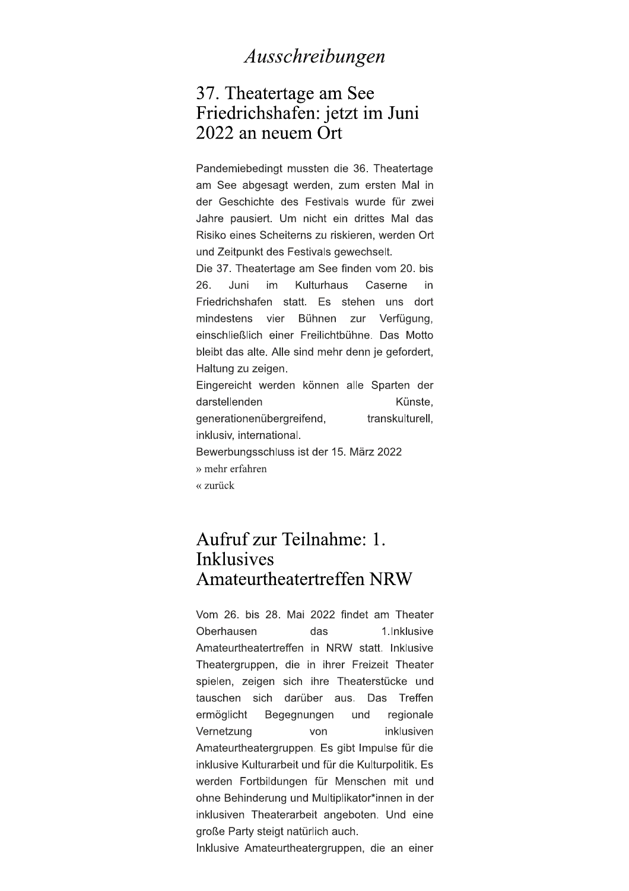# *Ausschreibungen*

## 37. Theatertage am See Friedrichshafen: jetzt im Juni 2022 an neuem Ort

Pandemiebedingt mussten die 36. Theatertage am See abgesagt werden, zum ersten Mal in der Geschichte des Festivals wurde für zwei Jahre pausiert. Um nicht ein drittes Mal das Risiko eines Scheiterns zu riskieren, werden Ort und Zeitpunkt des Festivals gewechselt.
Die 37. Theatertage am See finden vom 20. bis 26. Juni im Kulturhaus Caserne in Friedrichshafen statt. Es stehen uns dort mindestens vier Bühnen zur Verfügung, einschließlich einer Freilichtbühne. Das Motto bleibt das alte. Alle sind mehr denn je gefordert, Haltung zu zeigen.
Eingereicht werden können alle Sparten der darstellenden Künste, generationenübergreifend, transkulturell, inklusiv, international.
Bewerbungsschluss ist der 15. März 2022
» mehr erfahren
« zurück

## Aufruf zur Teilnahme: 1. Inklusives Amateurtheatertreffen NRW

Vom 26. bis 28. Mai 2022 findet am Theater Oberhausen das 1.Inklusive Amateurtheatertreffen in NRW statt. Inklusive Theatergruppen, die in ihrer Freizeit Theater spielen, zeigen sich ihre Theaterstücke und tauschen sich darüber aus. Das Treffen ermöglicht Begegnungen und regionale Vernetzung von inklusiven Amateurtheatergruppen. Es gibt Impulse für die inklusive Kulturarbeit und für die Kulturpolitik. Es werden Fortbildungen für Menschen mit und ohne Behinderung und Multiplikator*innen in der inklusiven Theaterarbeit angeboten. Und eine große Party steigt natürlich auch.
Inklusive Amateurtheatergruppen, die an einer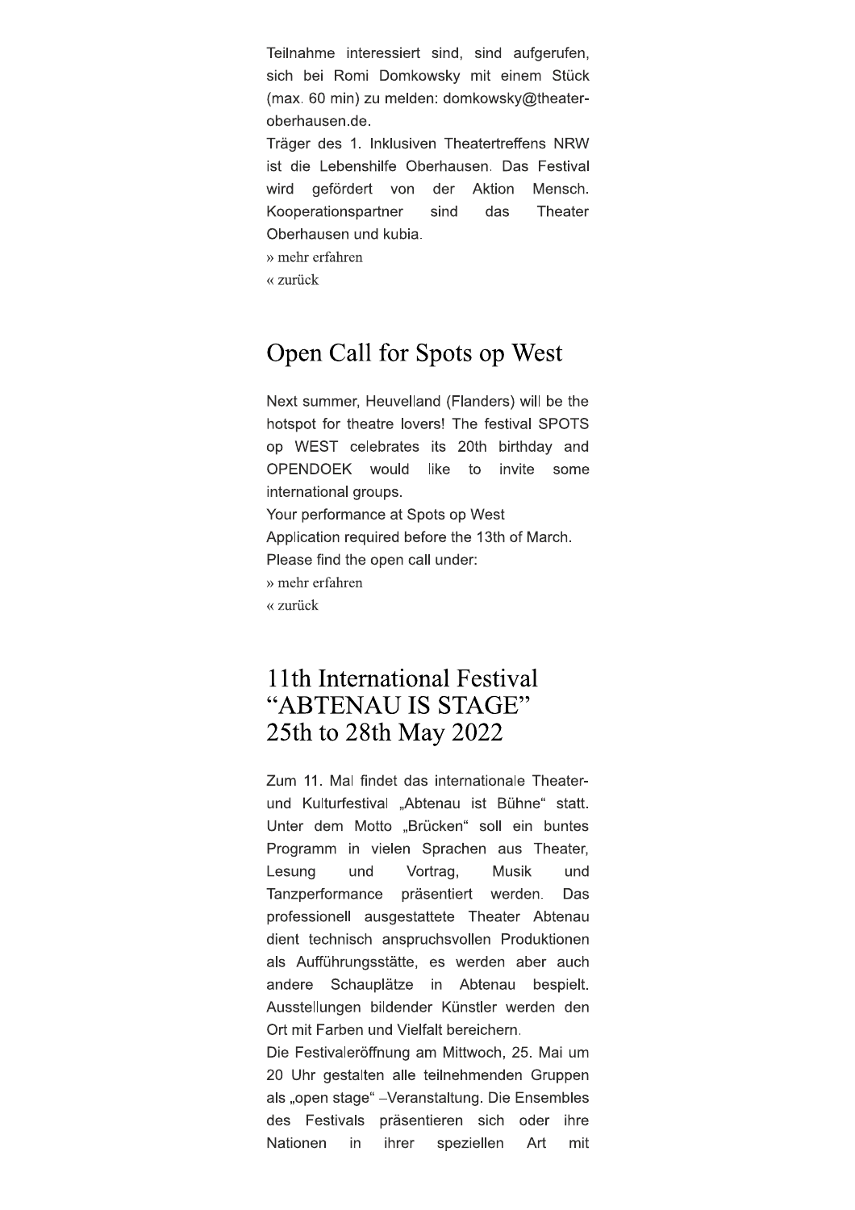Teilnahme interessiert sind, sind aufgerufen, sich bei Romi Domkowsky mit einem Stück (max. 60 min) zu melden: domkowsky@theater-oberhausen.de.

Träger des 1. Inklusiven Theatertreffens NRW ist die Lebenshilfe Oberhausen. Das Festival wird gefördert von der Aktion Mensch. Kooperationspartner sind das Theater Oberhausen und kubia.

» mehr erfahren

« zurück

## Open Call for Spots op West

Next summer, Heuvelland (Flanders) will be the hotspot for theatre lovers! The festival SPOTS op WEST celebrates its 20th birthday and OPENDOEK would like to invite some international groups.

Your performance at Spots op West

Application required before the 13th of March.

Please find the open call under:

» mehr erfahren

« zurück

## 11th International Festival "ABTENAU IS STAGE" 25th to 28th May 2022

Zum 11. Mal findet das internationale Theater- und Kulturfestival „Abtenau ist Bühne" statt. Unter dem Motto „Brücken" soll ein buntes Programm in vielen Sprachen aus Theater, Lesung und Vortrag, Musik und Tanzperformance präsentiert werden. Das professionell ausgestattete Theater Abtenau dient technisch anspruchsvollen Produktionen als Aufführungsstätte, es werden aber auch andere Schauplätze in Abtenau bespielt. Ausstellungen bildender Künstler werden den Ort mit Farben und Vielfalt bereichern.

Die Festivaleröffnung am Mittwoch, 25. Mai um 20 Uhr gestalten alle teilnehmenden Gruppen als „open stage" –Veranstaltung. Die Ensembles des Festivals präsentieren sich oder ihre Nationen in ihrer speziellen Art mit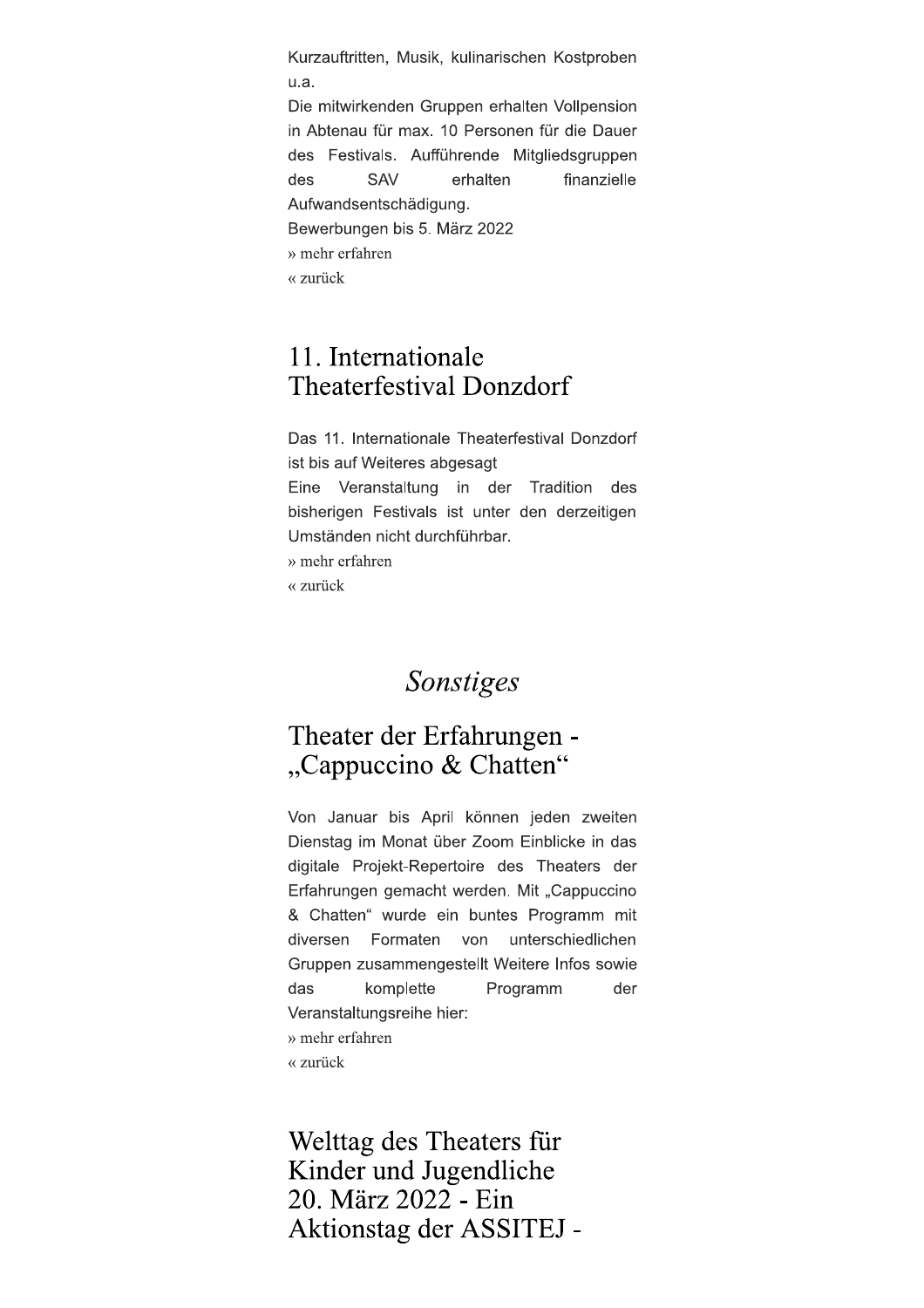Kurzauftritten, Musik, kulinarischen Kostproben u.a.

Die mitwirkenden Gruppen erhalten Vollpension in Abtenau für max. 10 Personen für die Dauer des Festivals. Aufführende Mitgliedsgruppen des SAV erhalten finanzielle Aufwandsentschädigung.

Bewerbungen bis 5. März 2022

» mehr erfahren

« zurück

## 11. Internationale Theaterfestival Donzdorf

Das 11. Internationale Theaterfestival Donzdorf ist bis auf Weiteres abgesagt

Eine Veranstaltung in der Tradition des bisherigen Festivals ist unter den derzeitigen Umständen nicht durchführbar.

» mehr erfahren

« zurück

# *Sonstiges*

## Theater der Erfahrungen - „Cappuccino & Chatten“

Von Januar bis April können jeden zweiten Dienstag im Monat über Zoom Einblicke in das digitale Projekt-Repertoire des Theaters der Erfahrungen gemacht werden. Mit „Cappuccino & Chatten“ wurde ein buntes Programm mit diversen Formaten von unterschiedlichen Gruppen zusammengestellt Weitere Infos sowie das komplette Programm der Veranstaltungsreihe hier:

» mehr erfahren

« zurück

## Welttag des Theaters für Kinder und Jugendliche 20. März 2022 - Ein Aktionstag der ASSITEJ -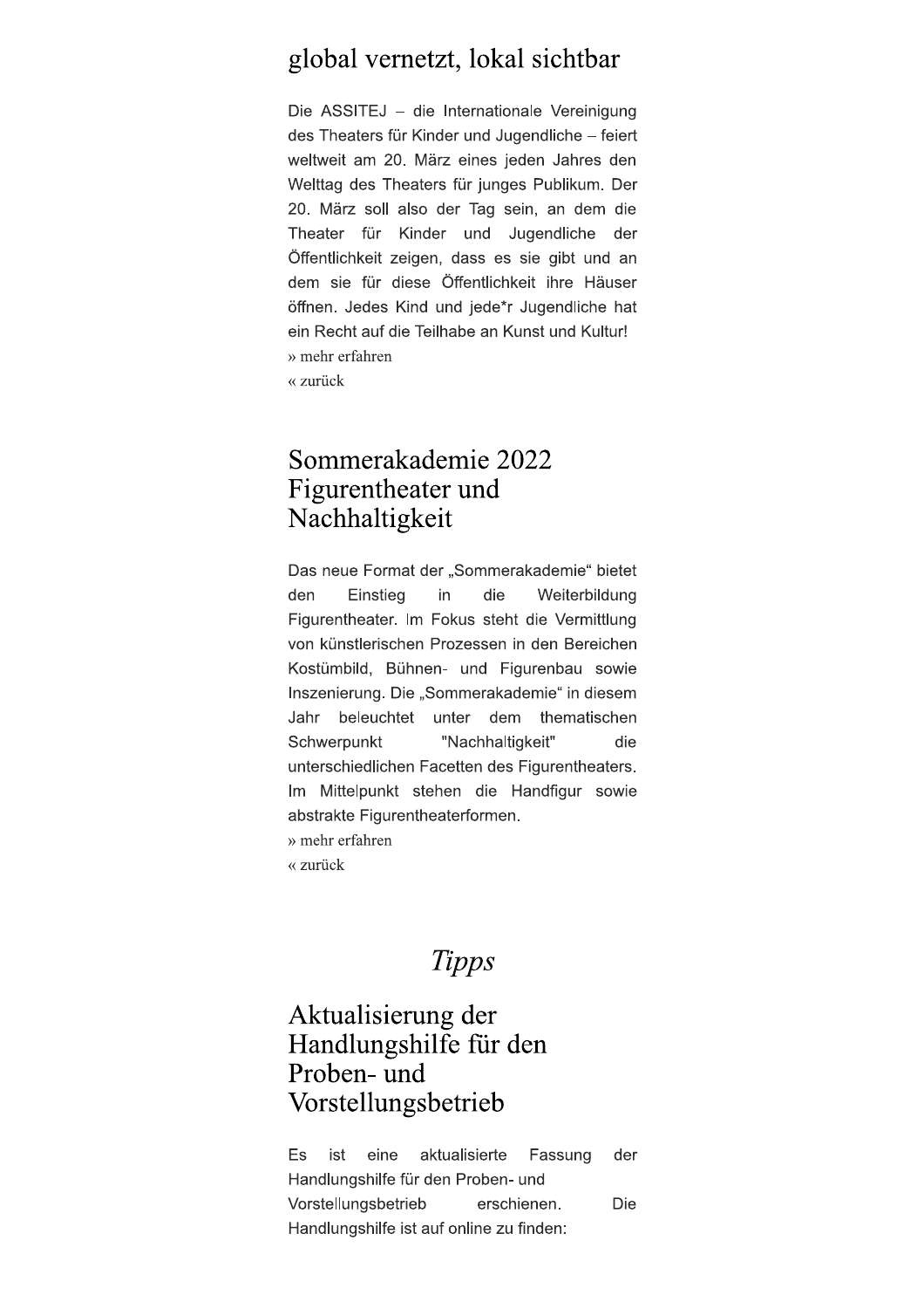## global vernetzt, lokal sichtbar

Die ASSITEJ – die Internationale Vereinigung des Theaters für Kinder und Jugendliche – feiert weltweit am 20. März eines jeden Jahres den Welttag des Theaters für junges Publikum. Der 20. März soll also der Tag sein, an dem die Theater für Kinder und Jugendliche der Öffentlichkeit zeigen, dass es sie gibt und an dem sie für diese Öffentlichkeit ihre Häuser öffnen. Jedes Kind und jede*r Jugendliche hat ein Recht auf die Teilhabe an Kunst und Kultur!

» mehr erfahren

« zurück

## Sommerakademie 2022 Figurentheater und Nachhaltigkeit

Das neue Format der „Sommerakademie“ bietet den Einstieg in die Weiterbildung Figurentheater. Im Fokus steht die Vermittlung von künstlerischen Prozessen in den Bereichen Kostümbild, Bühnen- und Figurenbau sowie Inszenierung. Die „Sommerakademie“ in diesem Jahr beleuchtet unter dem thematischen Schwerpunkt "Nachhaltigkeit" die unterschiedlichen Facetten des Figurentheaters. Im Mittelpunkt stehen die Handfigur sowie abstrakte Figurentheaterformen.

» mehr erfahren

« zurück

# *Tipps*

## Aktualisierung der Handlungshilfe für den Proben- und Vorstellungsbetrieb

Es ist eine aktualisierte Fassung der Handlungshilfe für den Proben- und Vorstellungsbetrieb erschienen. Die Handlungshilfe ist auf online zu finden: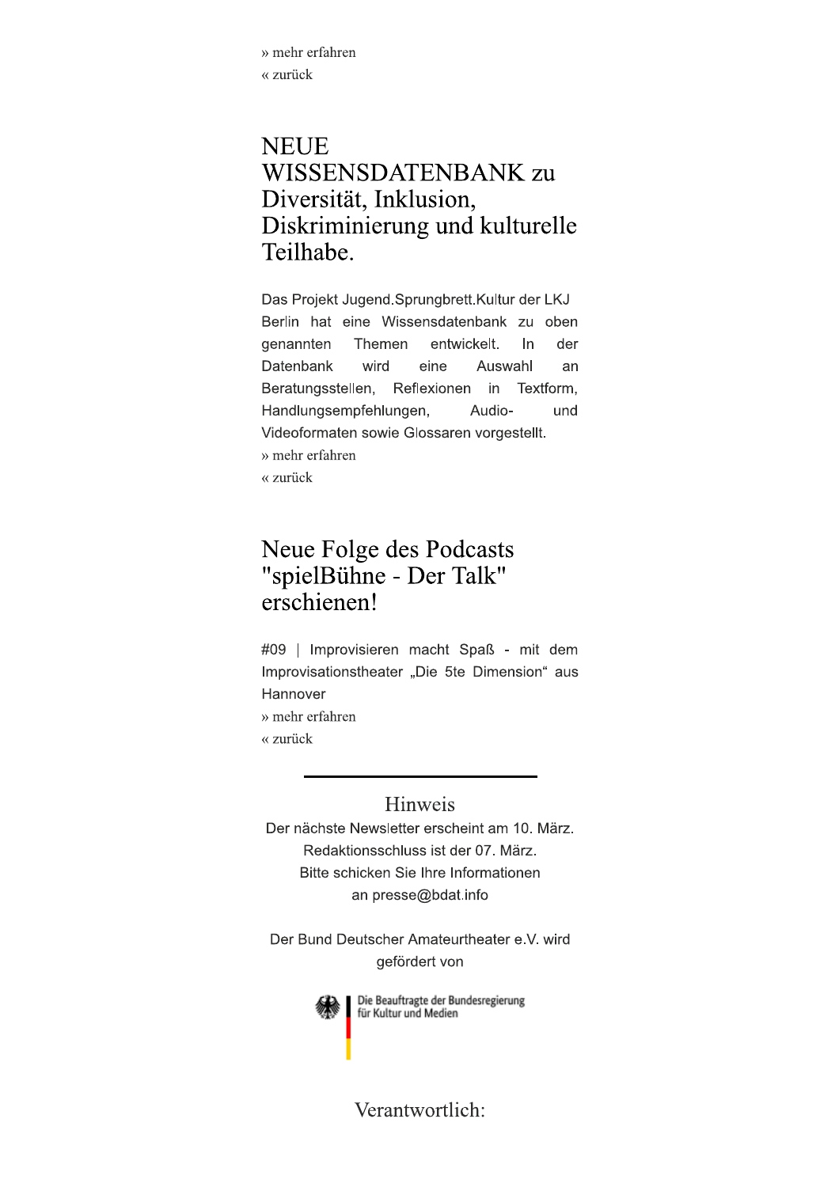» mehr erfahren
« zurück

## NEUE WISSENSDATENBANK zu Diversität, Inklusion, Diskriminierung und kulturelle Teilhabe.

Das Projekt Jugend.Sprungbrett.Kultur der LKJ Berlin hat eine Wissensdatenbank zu oben genannten Themen entwickelt. In der Datenbank wird eine Auswahl an Beratungsstellen, Reflexionen in Textform, Handlungsempfehlungen, Audio- und Videoformaten sowie Glossaren vorgestellt.

» mehr erfahren
« zurück

## Neue Folge des Podcasts "spielBühne - Der Talk" erschienen!

#09 | Improvisieren macht Spaß - mit dem Improvisationstheater „Die 5te Dimension“ aus Hannover

» mehr erfahren
« zurück

---

### Hinweis

Der nächste Newsletter erscheint am 10. März.
Redaktionsschluss ist der 07. März.
Bitte schicken Sie Ihre Informationen
an presse@bdat.info

Der Bund Deutscher Amateurtheater e.V. wird gefördert von

Die Beauftragte der Bundesregierung für Kultur und Medien

### Verantwortlich: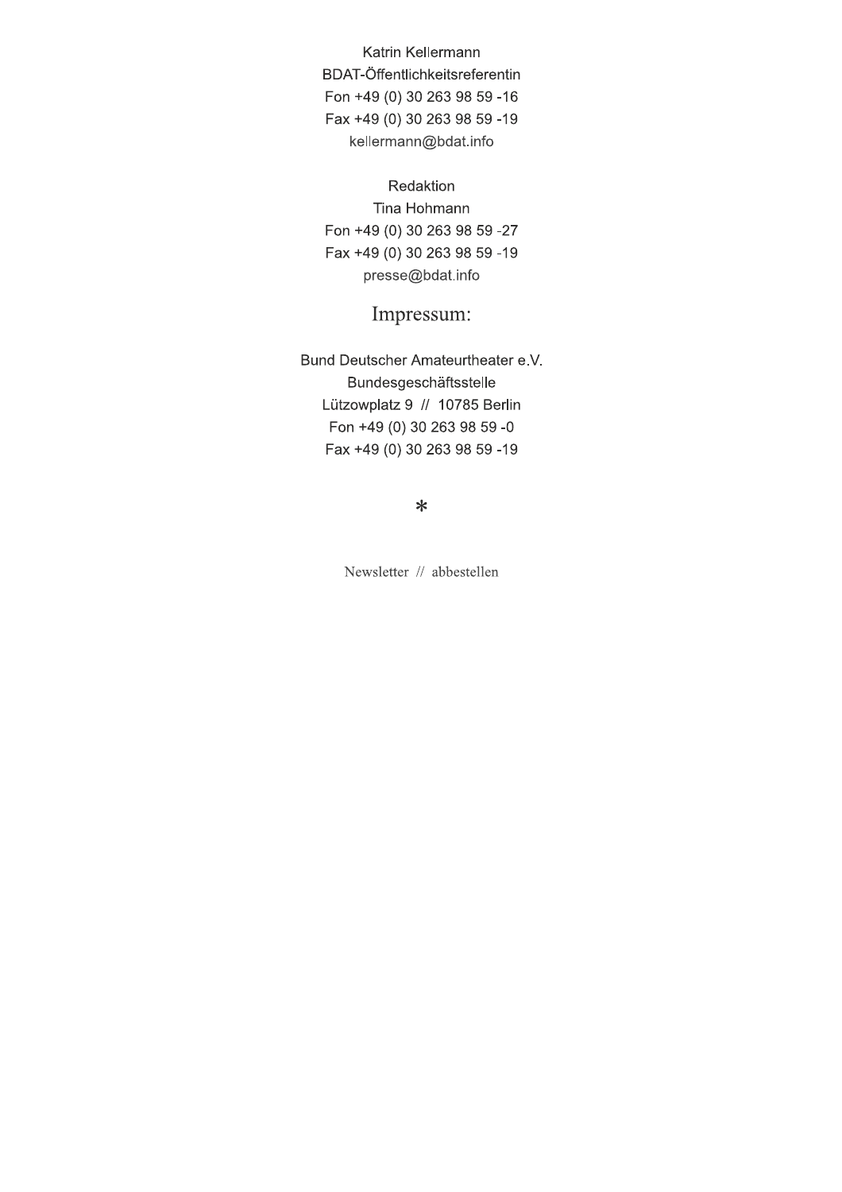Katrin Kellermann
BDAT-Öffentlichkeitsreferentin
Fon +49 (0) 30 263 98 59 -16
Fax +49 (0) 30 263 98 59 -19
kellermann@bdat.info

Redaktion
Tina Hohmann
Fon +49 (0) 30 263 98 59 -27
Fax +49 (0) 30 263 98 59 -19
presse@bdat.info

## Impressum:

Bund Deutscher Amateurtheater e.V.
Bundesgeschäftsstelle
Lützowplatz 9 // 10785 Berlin
Fon +49 (0) 30 263 98 59 -0
Fax +49 (0) 30 263 98 59 -19

*

Newsletter // abbestellen